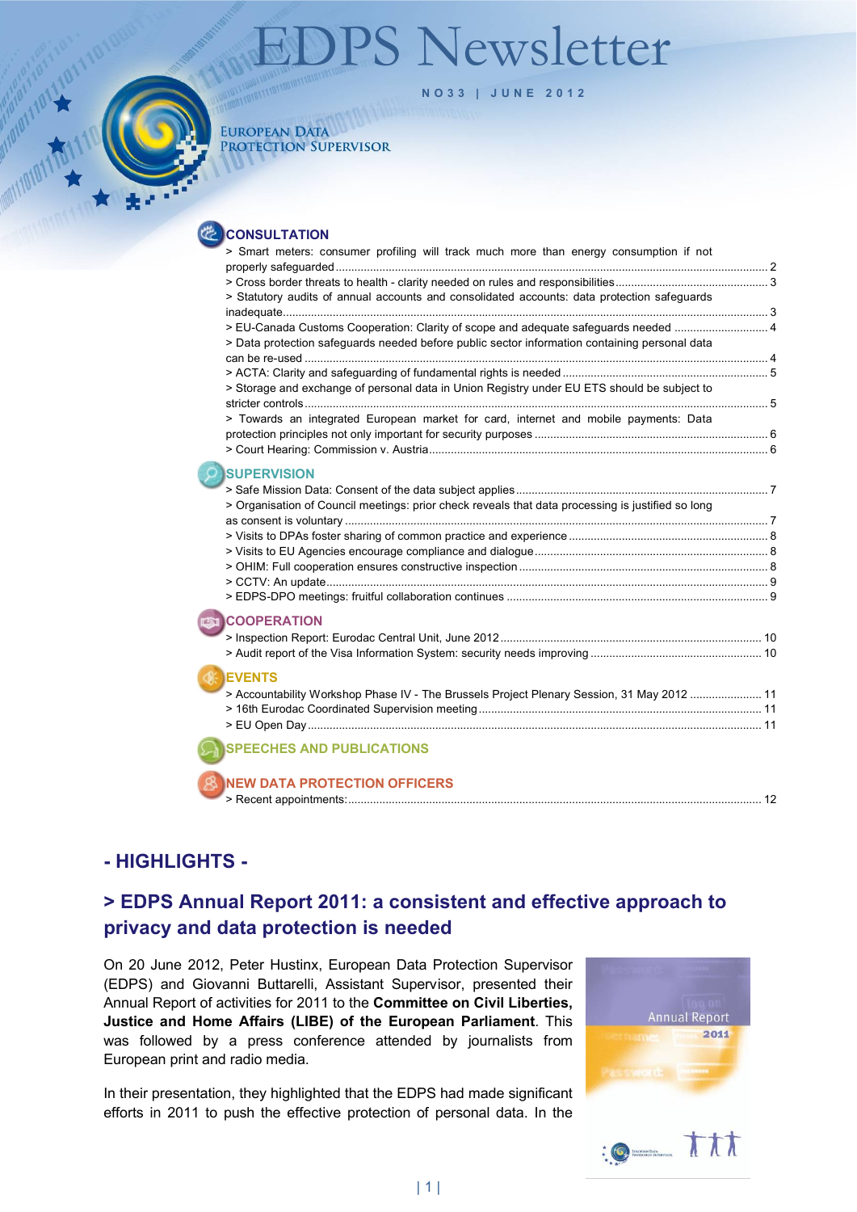# EDPS Newsletter

NO33 | JUNE 2012

EUROPEAN DATA PROTECTION SUPERVISOR

## CONSULTATION

> Smart meters: consumer profiling will track much more than energy consumption if not properly safeguarded ........ 2
> Cross border threats to health - clarity needed on rules and responsibilities ........ 3
> Statutory audits of annual accounts and consolidated accounts: data protection safeguards inadequate ........ 3
> EU-Canada Customs Cooperation: Clarity of scope and adequate safeguards needed ........ 4
> Data protection safeguards needed before public sector information containing personal data can be re-used ........ 4
> ACTA: Clarity and safeguarding of fundamental rights is needed ........ 5
> Storage and exchange of personal data in Union Registry under EU ETS should be subject to stricter controls ........ 5
> Towards an integrated European market for card, internet and mobile payments: Data protection principles not only important for security purposes ........ 6
> Court Hearing: Commission v. Austria ........ 6

## SUPERVISION

> Safe Mission Data: Consent of the data subject applies ........ 7
> Organisation of Council meetings: prior check reveals that data processing is justified so long as consent is voluntary ........ 7
> Visits to DPAs foster sharing of common practice and experience ........ 8
> Visits to EU Agencies encourage compliance and dialogue ........ 8
> OHIM: Full cooperation ensures constructive inspection ........ 8
> CCTV: An update ........ 9
> EDPS-DPO meetings: fruitful collaboration continues ........ 9

## COOPERATION

> Inspection Report: Eurodac Central Unit, June 2012 ........ 10
> Audit report of the Visa Information System: security needs improving ........ 10

## EVENTS

> Accountability Workshop Phase IV - The Brussels Project Plenary Session, 31 May 2012 ........ 11
> 16th Eurodac Coordinated Supervision meeting ........ 11
> EU Open Day ........ 11

## SPEECHES AND PUBLICATIONS

## NEW DATA PROTECTION OFFICERS

> Recent appointments: ........ 12

# - HIGHLIGHTS -

## > EDPS Annual Report 2011: a consistent and effective approach to privacy and data protection is needed

On 20 June 2012, Peter Hustinx, European Data Protection Supervisor (EDPS) and Giovanni Buttarelli, Assistant Supervisor, presented their Annual Report of activities for 2011 to the **Committee on Civil Liberties, Justice and Home Affairs (LIBE) of the European Parliament**. This was followed by a press conference attended by journalists from European print and radio media.

In their presentation, they highlighted that the EDPS had made significant efforts in 2011 to push the effective protection of personal data. In the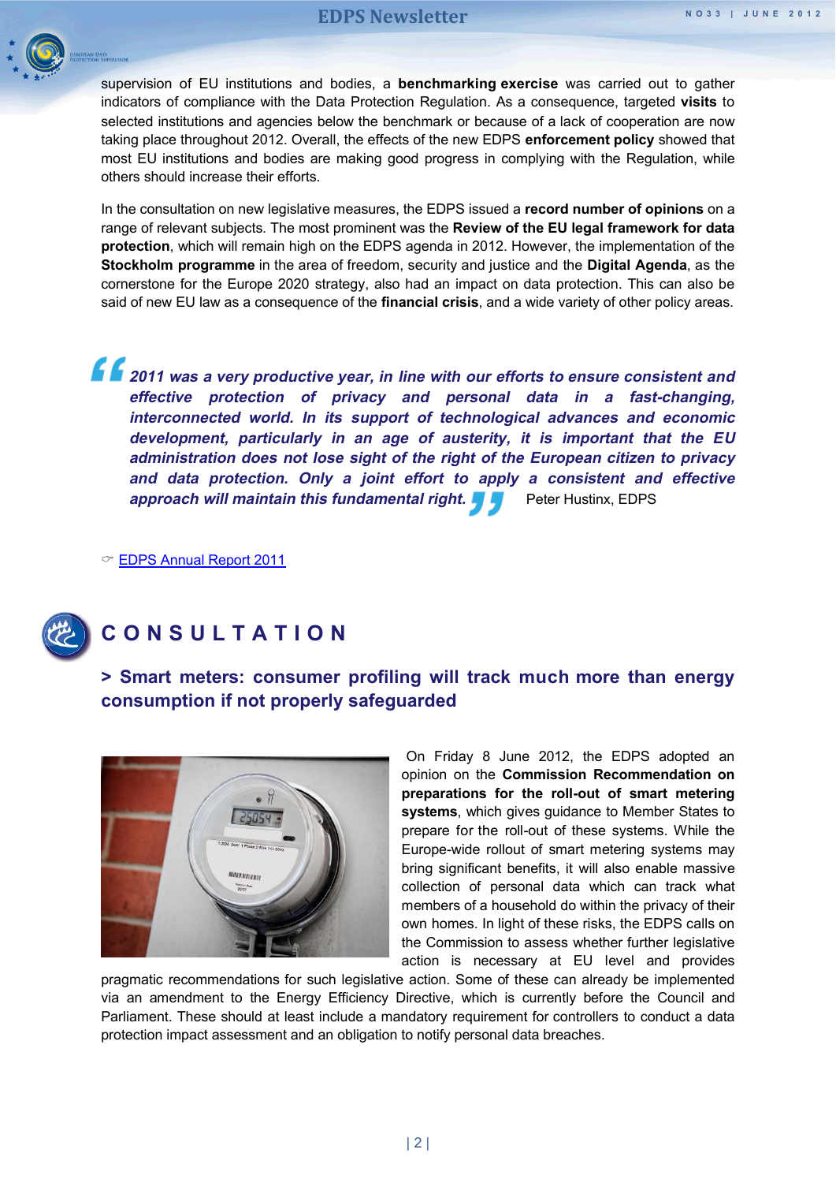supervision of EU institutions and bodies, a **benchmarking exercise** was carried out to gather indicators of compliance with the Data Protection Regulation. As a consequence, targeted **visits** to selected institutions and agencies below the benchmark or because of a lack of cooperation are now taking place throughout 2012. Overall, the effects of the new EDPS **enforcement policy** showed that most EU institutions and bodies are making good progress in complying with the Regulation, while others should increase their efforts.

In the consultation on new legislative measures, the EDPS issued a **record number of opinions** on a range of relevant subjects. The most prominent was the **Review of the EU legal framework for data protection**, which will remain high on the EDPS agenda in 2012. However, the implementation of the **Stockholm programme** in the area of freedom, security and justice and the **Digital Agenda**, as the cornerstone for the Europe 2020 strategy, also had an impact on data protection. This can also be said of new EU law as a consequence of the **financial crisis**, and a wide variety of other policy areas.

> ***"2011 was a very productive year, in line with our efforts to ensure consistent and effective protection of privacy and personal data in a fast-changing, interconnected world. In its support of technological advances and economic development, particularly in an age of austerity, it is important that the EU administration does not lose sight of the right of the European citizen to privacy and data protection. Only a joint effort to apply a consistent and effective approach will maintain this fundamental right."*** Peter Hustinx, EDPS

☞ EDPS Annual Report 2011

## CONSULTATION

### > Smart meters: consumer profiling will track much more than energy consumption if not properly safeguarded

On Friday 8 June 2012, the EDPS adopted an opinion on the **Commission Recommendation on preparations for the roll-out of smart metering systems**, which gives guidance to Member States to prepare for the roll-out of these systems. While the Europe-wide rollout of smart metering systems may bring significant benefits, it will also enable massive collection of personal data which can track what members of a household do within the privacy of their own homes. In light of these risks, the EDPS calls on the Commission to assess whether further legislative action is necessary at EU level and provides pragmatic recommendations for such legislative action. Some of these can already be implemented via an amendment to the Energy Efficiency Directive, which is currently before the Council and Parliament. These should at least include a mandatory requirement for controllers to conduct a data protection impact assessment and an obligation to notify personal data breaches.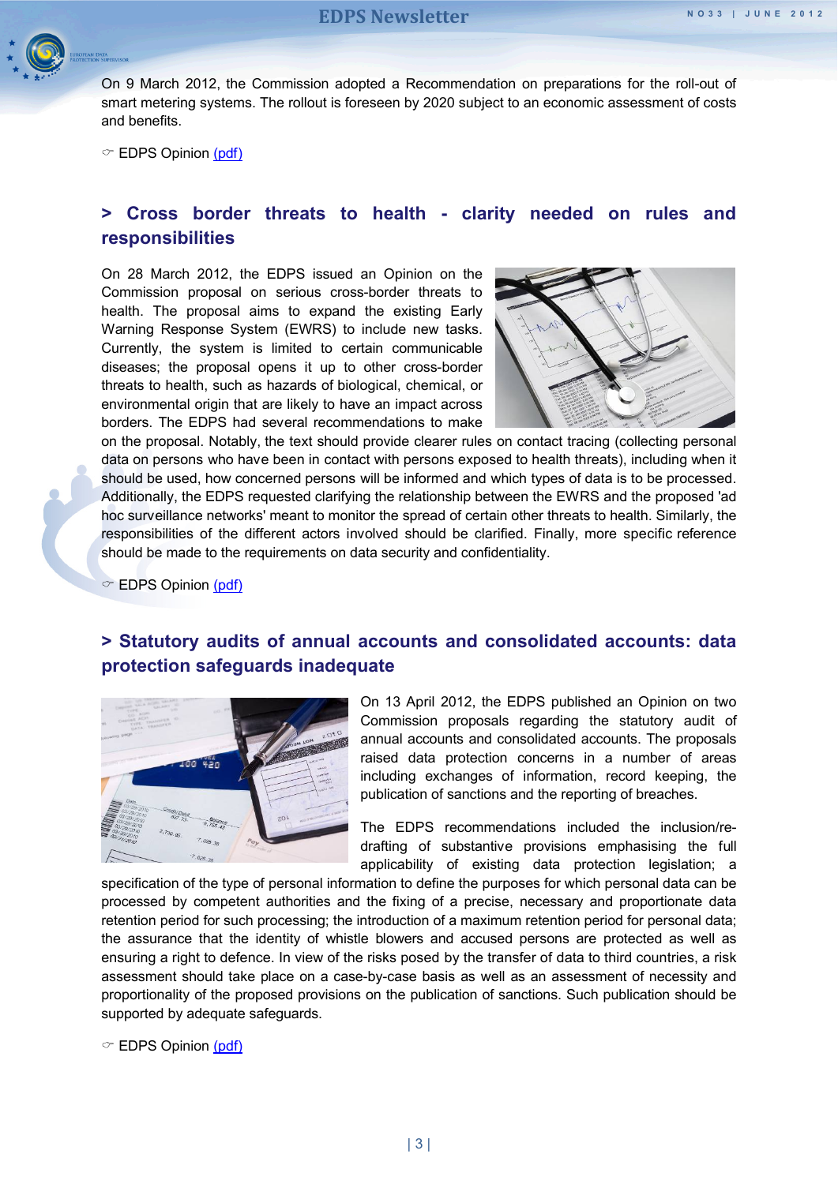On 9 March 2012, the Commission adopted a Recommendation on preparations for the roll-out of smart metering systems. The rollout is foreseen by 2020 subject to an economic assessment of costs and benefits.

☞ EDPS Opinion (pdf)

## > Cross border threats to health - clarity needed on rules and responsibilities

On 28 March 2012, the EDPS issued an Opinion on the Commission proposal on serious cross-border threats to health. The proposal aims to expand the existing Early Warning Response System (EWRS) to include new tasks. Currently, the system is limited to certain communicable diseases; the proposal opens it up to other cross-border threats to health, such as hazards of biological, chemical, or environmental origin that are likely to have an impact across borders. The EDPS had several recommendations to make on the proposal. Notably, the text should provide clearer rules on contact tracing (collecting personal data on persons who have been in contact with persons exposed to health threats), including when it should be used, how concerned persons will be informed and which types of data is to be processed. Additionally, the EDPS requested clarifying the relationship between the EWRS and the proposed 'ad hoc surveillance networks' meant to monitor the spread of certain other threats to health. Similarly, the responsibilities of the different actors involved should be clarified. Finally, more specific reference should be made to the requirements on data security and confidentiality.

☞ EDPS Opinion (pdf)

## > Statutory audits of annual accounts and consolidated accounts: data protection safeguards inadequate

On 13 April 2012, the EDPS published an Opinion on two Commission proposals regarding the statutory audit of annual accounts and consolidated accounts. The proposals raised data protection concerns in a number of areas including exchanges of information, record keeping, the publication of sanctions and the reporting of breaches.

The EDPS recommendations included the inclusion/re-drafting of substantive provisions emphasising the full applicability of existing data protection legislation; a specification of the type of personal information to define the purposes for which personal data can be processed by competent authorities and the fixing of a precise, necessary and proportionate data retention period for such processing; the introduction of a maximum retention period for personal data; the assurance that the identity of whistle blowers and accused persons are protected as well as ensuring a right to defence. In view of the risks posed by the transfer of data to third countries, a risk assessment should take place on a case-by-case basis as well as an assessment of necessity and proportionality of the proposed provisions on the publication of sanctions. Such publication should be supported by adequate safeguards.

☞ EDPS Opinion (pdf)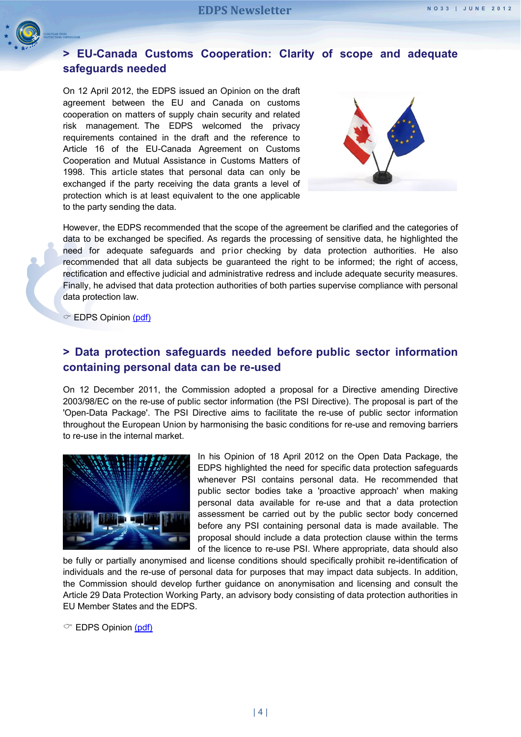## > EU-Canada Customs Cooperation: Clarity of scope and adequate safeguards needed

On 12 April 2012, the EDPS issued an Opinion on the draft agreement between the EU and Canada on customs cooperation on matters of supply chain security and related risk management. The EDPS welcomed the privacy requirements contained in the draft and the reference to Article 16 of the EU-Canada Agreement on Customs Cooperation and Mutual Assistance in Customs Matters of 1998. This article states that personal data can only be exchanged if the party receiving the data grants a level of protection which is at least equivalent to the one applicable to the party sending the data.

However, the EDPS recommended that the scope of the agreement be clarified and the categories of data to be exchanged be specified. As regards the processing of sensitive data, he highlighted the need for adequate safeguards and prior checking by data protection authorities. He also recommended that all data subjects be guaranteed the right to be informed; the right of access, rectification and effective judicial and administrative redress and include adequate security measures. Finally, he advised that data protection authorities of both parties supervise compliance with personal data protection law.

☞ EDPS Opinion (pdf)

## > Data protection safeguards needed before public sector information containing personal data can be re-used

On 12 December 2011, the Commission adopted a proposal for a Directive amending Directive 2003/98/EC on the re-use of public sector information (the PSI Directive). The proposal is part of the 'Open-Data Package'. The PSI Directive aims to facilitate the re-use of public sector information throughout the European Union by harmonising the basic conditions for re-use and removing barriers to re-use in the internal market.

In his Opinion of 18 April 2012 on the Open Data Package, the EDPS highlighted the need for specific data protection safeguards whenever PSI contains personal data. He recommended that public sector bodies take a 'proactive approach' when making personal data available for re-use and that a data protection assessment be carried out by the public sector body concerned before any PSI containing personal data is made available. The proposal should include a data protection clause within the terms of the licence to re-use PSI. Where appropriate, data should also be fully or partially anonymised and license conditions should specifically prohibit re-identification of individuals and the re-use of personal data for purposes that may impact data subjects. In addition, the Commission should develop further guidance on anonymisation and licensing and consult the Article 29 Data Protection Working Party, an advisory body consisting of data protection authorities in EU Member States and the EDPS.

☞ EDPS Opinion (pdf)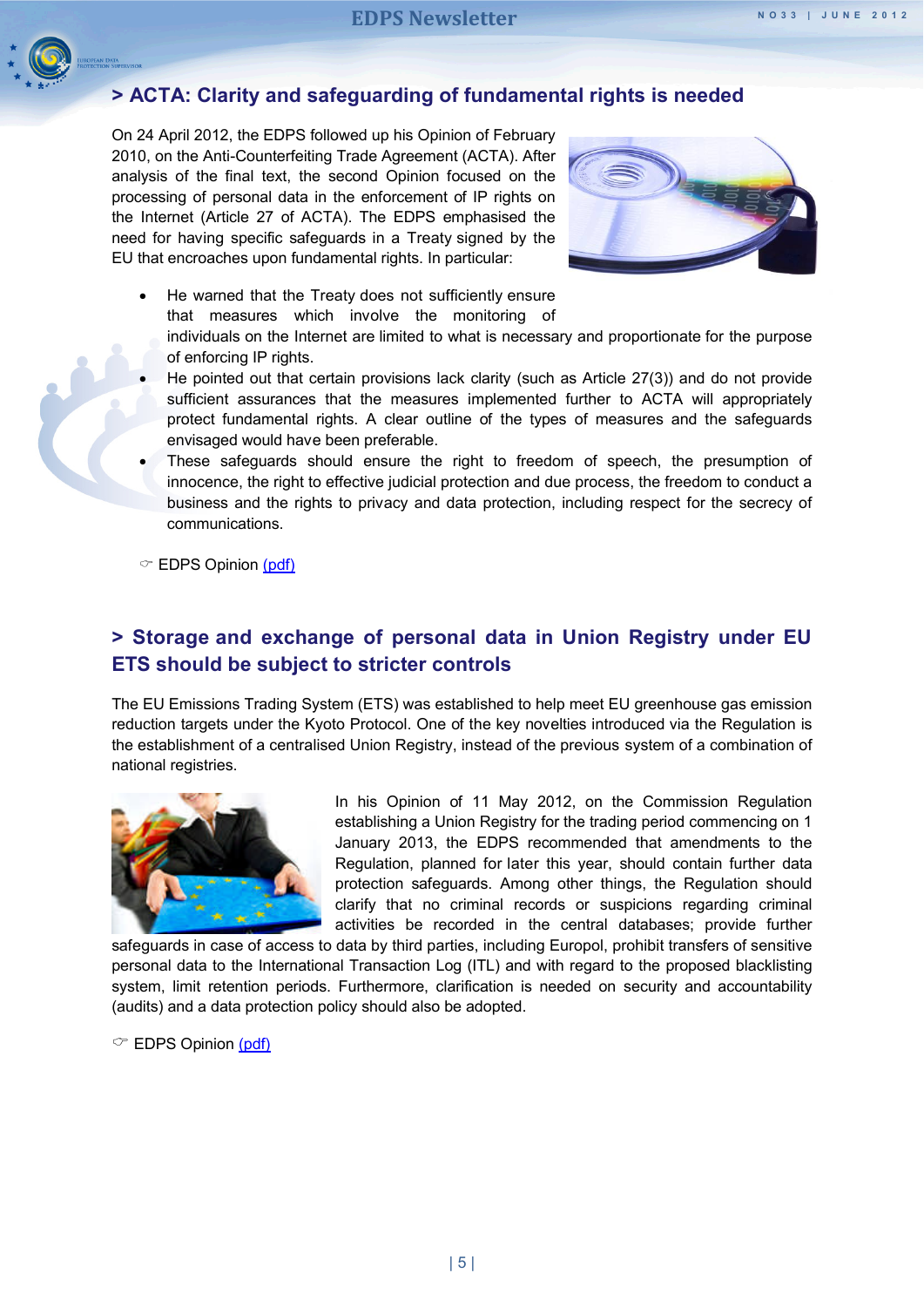## > ACTA: Clarity and safeguarding of fundamental rights is needed

On 24 April 2012, the EDPS followed up his Opinion of February 2010, on the Anti-Counterfeiting Trade Agreement (ACTA). After analysis of the final text, the second Opinion focused on the processing of personal data in the enforcement of IP rights on the Internet (Article 27 of ACTA). The EDPS emphasised the need for having specific safeguards in a Treaty signed by the EU that encroaches upon fundamental rights. In particular:

- He warned that the Treaty does not sufficiently ensure that measures which involve the monitoring of individuals on the Internet are limited to what is necessary and proportionate for the purpose of enforcing IP rights.
- He pointed out that certain provisions lack clarity (such as Article 27(3)) and do not provide sufficient assurances that the measures implemented further to ACTA will appropriately protect fundamental rights. A clear outline of the types of measures and the safeguards envisaged would have been preferable.
- These safeguards should ensure the right to freedom of speech, the presumption of innocence, the right to effective judicial protection and due process, the freedom to conduct a business and the rights to privacy and data protection, including respect for the secrecy of communications.

☞ EDPS Opinion (pdf)

## > Storage and exchange of personal data in Union Registry under EU ETS should be subject to stricter controls

The EU Emissions Trading System (ETS) was established to help meet EU greenhouse gas emission reduction targets under the Kyoto Protocol. One of the key novelties introduced via the Regulation is the establishment of a centralised Union Registry, instead of the previous system of a combination of national registries.

In his Opinion of 11 May 2012, on the Commission Regulation establishing a Union Registry for the trading period commencing on 1 January 2013, the EDPS recommended that amendments to the Regulation, planned for later this year, should contain further data protection safeguards. Among other things, the Regulation should clarify that no criminal records or suspicions regarding criminal activities be recorded in the central databases; provide further safeguards in case of access to data by third parties, including Europol, prohibit transfers of sensitive personal data to the International Transaction Log (ITL) and with regard to the proposed blacklisting system, limit retention periods. Furthermore, clarification is needed on security and accountability (audits) and a data protection policy should also be adopted.

☞ EDPS Opinion (pdf)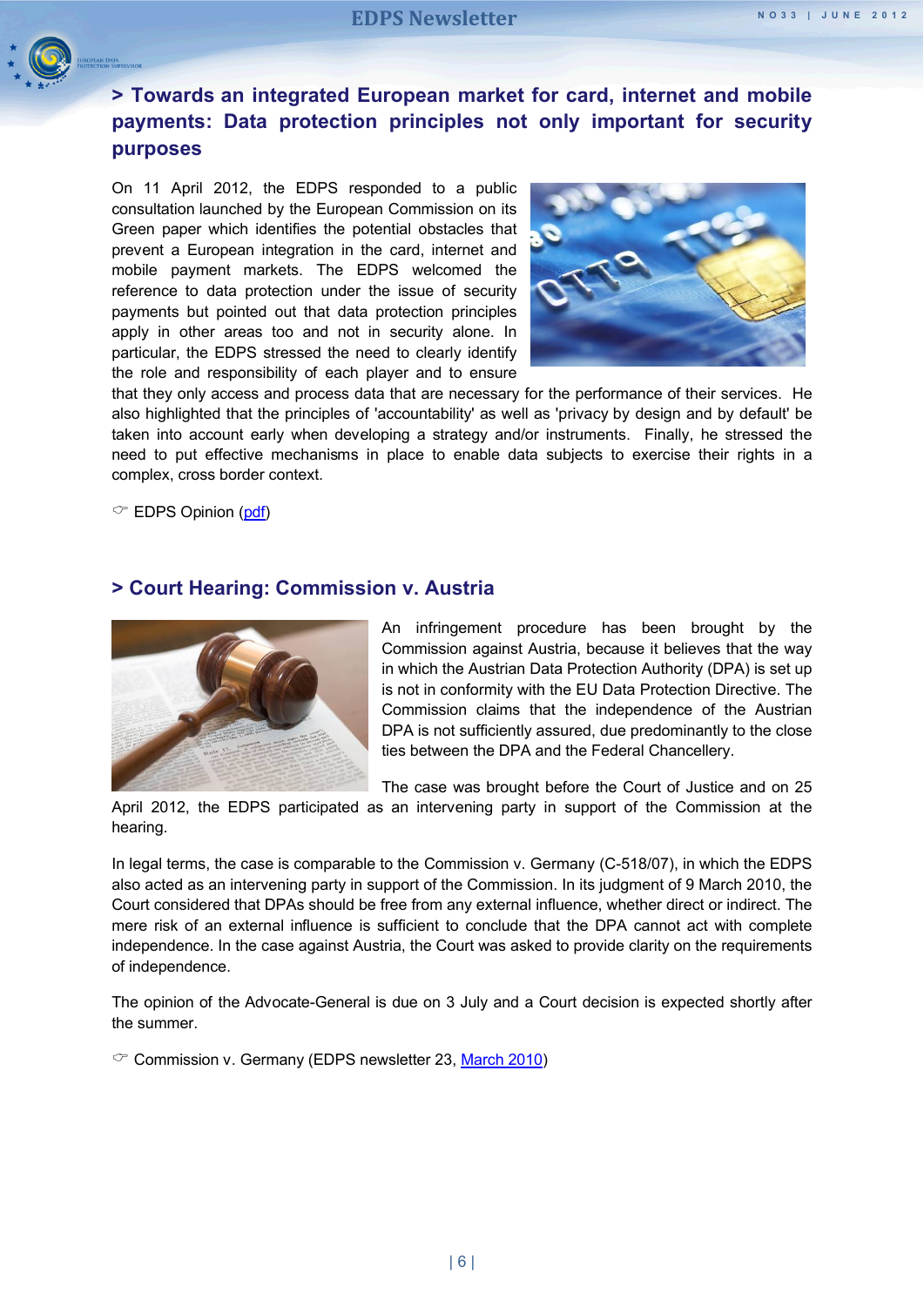## > Towards an integrated European market for card, internet and mobile payments: Data protection principles not only important for security purposes

On 11 April 2012, the EDPS responded to a public consultation launched by the European Commission on its Green paper which identifies the potential obstacles that prevent a European integration in the card, internet and mobile payment markets. The EDPS welcomed the reference to data protection under the issue of security payments but pointed out that data protection principles apply in other areas too and not in security alone. In particular, the EDPS stressed the need to clearly identify the role and responsibility of each player and to ensure that they only access and process data that are necessary for the performance of their services. He also highlighted that the principles of 'accountability' as well as 'privacy by design and by default' be taken into account early when developing a strategy and/or instruments. Finally, he stressed the need to put effective mechanisms in place to enable data subjects to exercise their rights in a complex, cross border context.

☞ EDPS Opinion (pdf)

## > Court Hearing: Commission v. Austria

An infringement procedure has been brought by the Commission against Austria, because it believes that the way in which the Austrian Data Protection Authority (DPA) is set up is not in conformity with the EU Data Protection Directive. The Commission claims that the independence of the Austrian DPA is not sufficiently assured, due predominantly to the close ties between the DPA and the Federal Chancellery.

The case was brought before the Court of Justice and on 25 April 2012, the EDPS participated as an intervening party in support of the Commission at the hearing.

In legal terms, the case is comparable to the Commission v. Germany (C-518/07), in which the EDPS also acted as an intervening party in support of the Commission. In its judgment of 9 March 2010, the Court considered that DPAs should be free from any external influence, whether direct or indirect. The mere risk of an external influence is sufficient to conclude that the DPA cannot act with complete independence. In the case against Austria, the Court was asked to provide clarity on the requirements of independence.

The opinion of the Advocate-General is due on 3 July and a Court decision is expected shortly after the summer.

☞ Commission v. Germany (EDPS newsletter 23, March 2010)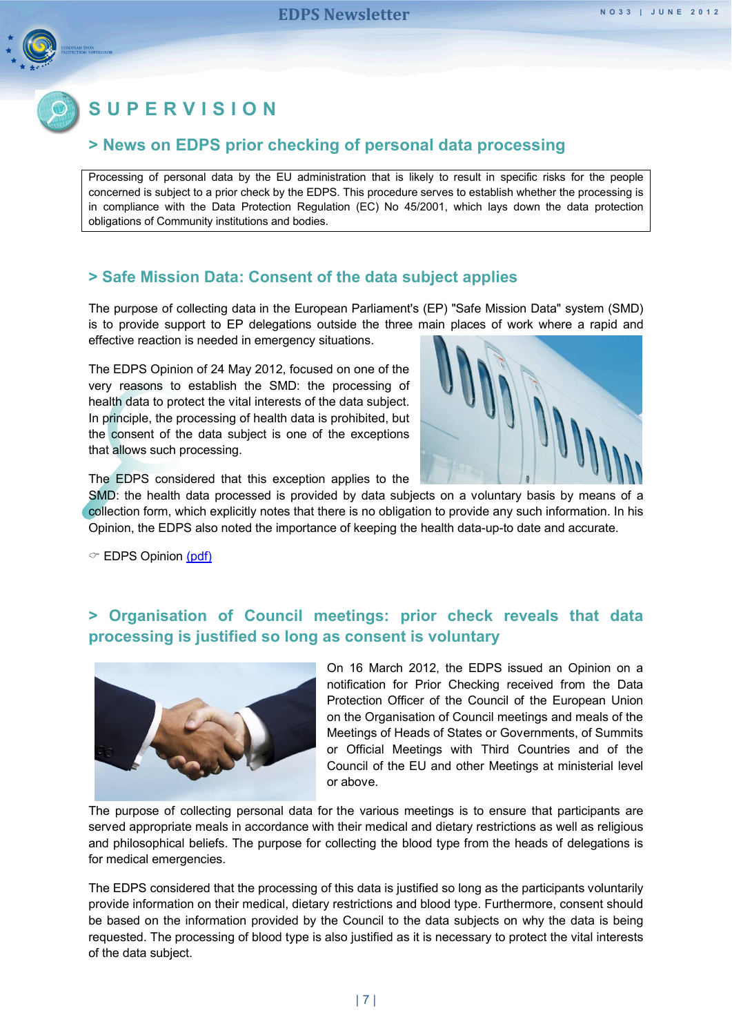# SUPERVISION

## > News on EDPS prior checking of personal data processing

Processing of personal data by the EU administration that is likely to result in specific risks for the people concerned is subject to a prior check by the EDPS. This procedure serves to establish whether the processing is in compliance with the Data Protection Regulation (EC) No 45/2001, which lays down the data protection obligations of Community institutions and bodies.

## > Safe Mission Data: Consent of the data subject applies

The purpose of collecting data in the European Parliament's (EP) "Safe Mission Data" system (SMD) is to provide support to EP delegations outside the three main places of work where a rapid and effective reaction is needed in emergency situations.

The EDPS Opinion of 24 May 2012, focused on one of the very reasons to establish the SMD: the processing of health data to protect the vital interests of the data subject. In principle, the processing of health data is prohibited, but the consent of the data subject is one of the exceptions that allows such processing.

The EDPS considered that this exception applies to the SMD: the health data processed is provided by data subjects on a voluntary basis by means of a collection form, which explicitly notes that there is no obligation to provide any such information. In his Opinion, the EDPS also noted the importance of keeping the health data-up-to date and accurate.

☞ EDPS Opinion (pdf)

## > Organisation of Council meetings: prior check reveals that data processing is justified so long as consent is voluntary

On 16 March 2012, the EDPS issued an Opinion on a notification for Prior Checking received from the Data Protection Officer of the Council of the European Union on the Organisation of Council meetings and meals of the Meetings of Heads of States or Governments, of Summits or Official Meetings with Third Countries and of the Council of the EU and other Meetings at ministerial level or above.

The purpose of collecting personal data for the various meetings is to ensure that participants are served appropriate meals in accordance with their medical and dietary restrictions as well as religious and philosophical beliefs. The purpose for collecting the blood type from the heads of delegations is for medical emergencies.

The EDPS considered that the processing of this data is justified so long as the participants voluntarily provide information on their medical, dietary restrictions and blood type. Furthermore, consent should be based on the information provided by the Council to the data subjects on why the data is being requested. The processing of blood type is also justified as it is necessary to protect the vital interests of the data subject.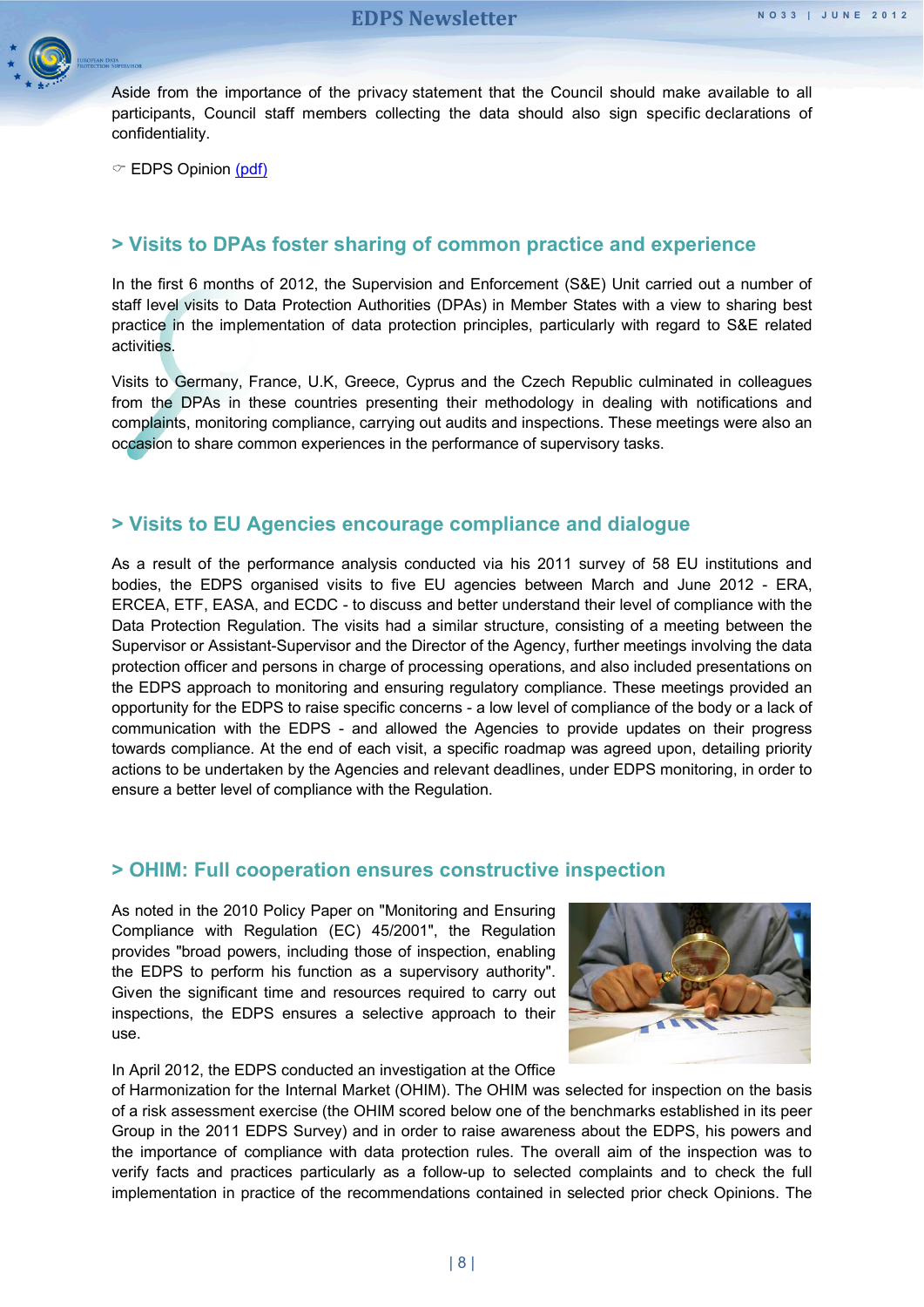Aside from the importance of the privacy statement that the Council should make available to all participants, Council staff members collecting the data should also sign specific declarations of confidentiality.

☞ EDPS Opinion (pdf)

## > Visits to DPAs foster sharing of common practice and experience

In the first 6 months of 2012, the Supervision and Enforcement (S&E) Unit carried out a number of staff level visits to Data Protection Authorities (DPAs) in Member States with a view to sharing best practice in the implementation of data protection principles, particularly with regard to S&E related activities.

Visits to Germany, France, U.K, Greece, Cyprus and the Czech Republic culminated in colleagues from the DPAs in these countries presenting their methodology in dealing with notifications and complaints, monitoring compliance, carrying out audits and inspections. These meetings were also an occasion to share common experiences in the performance of supervisory tasks.

## > Visits to EU Agencies encourage compliance and dialogue

As a result of the performance analysis conducted via his 2011 survey of 58 EU institutions and bodies, the EDPS organised visits to five EU agencies between March and June 2012 - ERA, ERCEA, ETF, EASA, and ECDC - to discuss and better understand their level of compliance with the Data Protection Regulation. The visits had a similar structure, consisting of a meeting between the Supervisor or Assistant-Supervisor and the Director of the Agency, further meetings involving the data protection officer and persons in charge of processing operations, and also included presentations on the EDPS approach to monitoring and ensuring regulatory compliance. These meetings provided an opportunity for the EDPS to raise specific concerns - a low level of compliance of the body or a lack of communication with the EDPS - and allowed the Agencies to provide updates on their progress towards compliance. At the end of each visit, a specific roadmap was agreed upon, detailing priority actions to be undertaken by the Agencies and relevant deadlines, under EDPS monitoring, in order to ensure a better level of compliance with the Regulation.

## > OHIM: Full cooperation ensures constructive inspection

As noted in the 2010 Policy Paper on "Monitoring and Ensuring Compliance with Regulation (EC) 45/2001", the Regulation provides "broad powers, including those of inspection, enabling the EDPS to perform his function as a supervisory authority". Given the significant time and resources required to carry out inspections, the EDPS ensures a selective approach to their use.

In April 2012, the EDPS conducted an investigation at the Office of Harmonization for the Internal Market (OHIM). The OHIM was selected for inspection on the basis of a risk assessment exercise (the OHIM scored below one of the benchmarks established in its peer Group in the 2011 EDPS Survey) and in order to raise awareness about the EDPS, his powers and the importance of compliance with data protection rules. The overall aim of the inspection was to verify facts and practices particularly as a follow-up to selected complaints and to check the full implementation in practice of the recommendations contained in selected prior check Opinions. The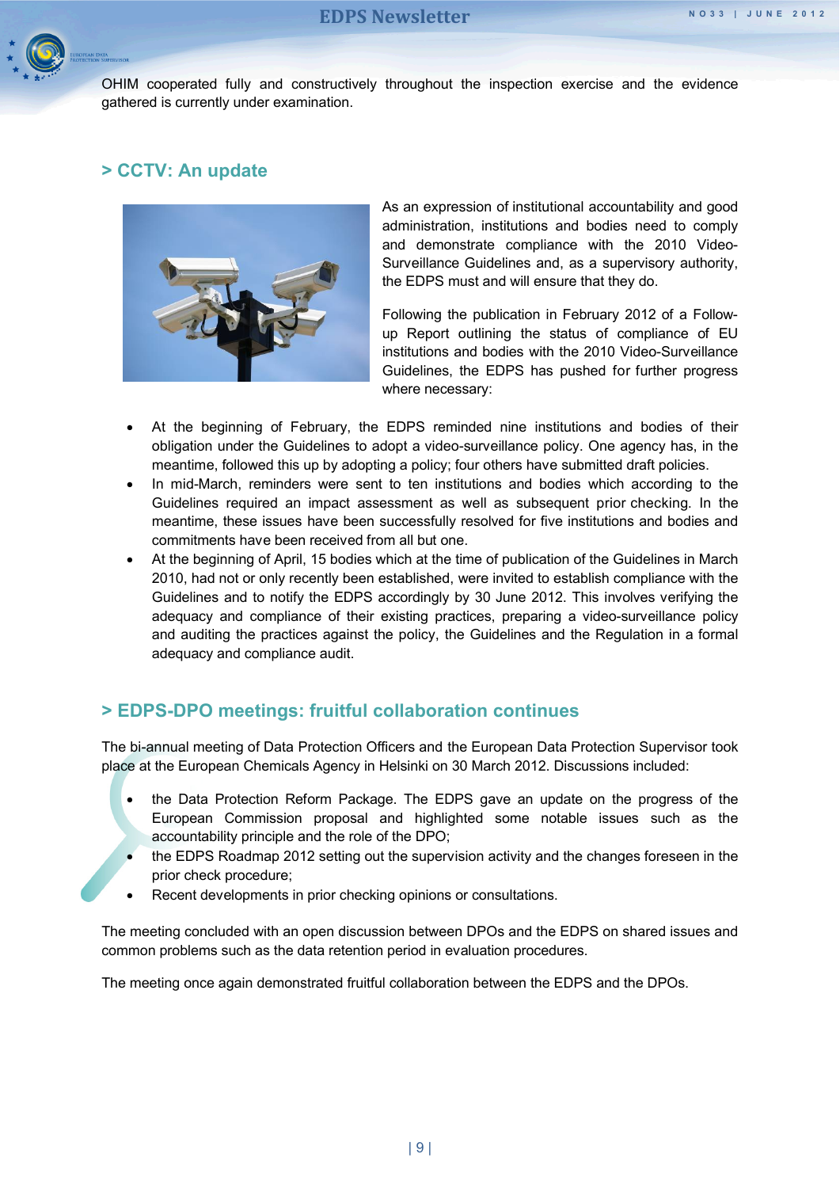OHIM cooperated fully and constructively throughout the inspection exercise and the evidence gathered is currently under examination.

## > CCTV: An update

As an expression of institutional accountability and good administration, institutions and bodies need to comply and demonstrate compliance with the 2010 Video-Surveillance Guidelines and, as a supervisory authority, the EDPS must and will ensure that they do.

Following the publication in February 2012 of a Follow-up Report outlining the status of compliance of EU institutions and bodies with the 2010 Video-Surveillance Guidelines, the EDPS has pushed for further progress where necessary:

- At the beginning of February, the EDPS reminded nine institutions and bodies of their obligation under the Guidelines to adopt a video-surveillance policy. One agency has, in the meantime, followed this up by adopting a policy; four others have submitted draft policies.
- In mid-March, reminders were sent to ten institutions and bodies which according to the Guidelines required an impact assessment as well as subsequent prior checking. In the meantime, these issues have been successfully resolved for five institutions and bodies and commitments have been received from all but one.
- At the beginning of April, 15 bodies which at the time of publication of the Guidelines in March 2010, had not or only recently been established, were invited to establish compliance with the Guidelines and to notify the EDPS accordingly by 30 June 2012. This involves verifying the adequacy and compliance of their existing practices, preparing a video-surveillance policy and auditing the practices against the policy, the Guidelines and the Regulation in a formal adequacy and compliance audit.

## > EDPS-DPO meetings: fruitful collaboration continues

The bi-annual meeting of Data Protection Officers and the European Data Protection Supervisor took place at the European Chemicals Agency in Helsinki on 30 March 2012. Discussions included:

- the Data Protection Reform Package. The EDPS gave an update on the progress of the European Commission proposal and highlighted some notable issues such as the accountability principle and the role of the DPO;
- the EDPS Roadmap 2012 setting out the supervision activity and the changes foreseen in the prior check procedure;
- Recent developments in prior checking opinions or consultations.

The meeting concluded with an open discussion between DPOs and the EDPS on shared issues and common problems such as the data retention period in evaluation procedures.

The meeting once again demonstrated fruitful collaboration between the EDPS and the DPOs.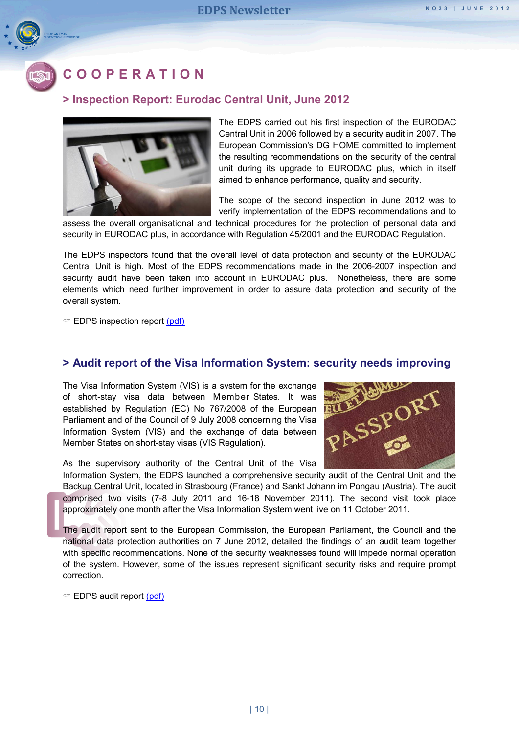# COOPERATION

## > Inspection Report: Eurodac Central Unit, June 2012

The EDPS carried out his first inspection of the EURODAC Central Unit in 2006 followed by a security audit in 2007. The European Commission's DG HOME committed to implement the resulting recommendations on the security of the central unit during its upgrade to EURODAC plus, which in itself aimed to enhance performance, quality and security.

The scope of the second inspection in June 2012 was to verify implementation of the EDPS recommendations and to assess the overall organisational and technical procedures for the protection of personal data and security in EURODAC plus, in accordance with Regulation 45/2001 and the EURODAC Regulation.

The EDPS inspectors found that the overall level of data protection and security of the EURODAC Central Unit is high. Most of the EDPS recommendations made in the 2006-2007 inspection and security audit have been taken into account in EURODAC plus. Nonetheless, there are some elements which need further improvement in order to assure data protection and security of the overall system.

☞ EDPS inspection report (pdf)

## > Audit report of the Visa Information System: security needs improving

The Visa Information System (VIS) is a system for the exchange of short-stay visa data between Member States. It was established by Regulation (EC) No 767/2008 of the European Parliament and of the Council of 9 July 2008 concerning the Visa Information System (VIS) and the exchange of data between Member States on short-stay visas (VIS Regulation).

As the supervisory authority of the Central Unit of the Visa Information System, the EDPS launched a comprehensive security audit of the Central Unit and the Backup Central Unit, located in Strasbourg (France) and Sankt Johann im Pongau (Austria). The audit comprised two visits (7-8 July 2011 and 16-18 November 2011). The second visit took place approximately one month after the Visa Information System went live on 11 October 2011.

The audit report sent to the European Commission, the European Parliament, the Council and the national data protection authorities on 7 June 2012, detailed the findings of an audit team together with specific recommendations. None of the security weaknesses found will impede normal operation of the system. However, some of the issues represent significant security risks and require prompt correction.

☞ EDPS audit report (pdf)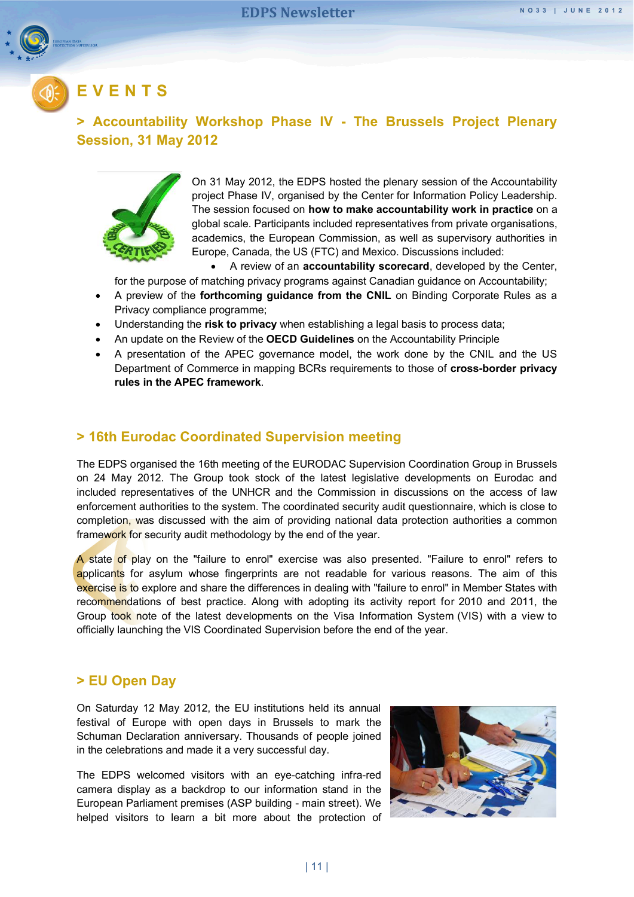# EVENTS

## > Accountability Workshop Phase IV - The Brussels Project Plenary Session, 31 May 2012

On 31 May 2012, the EDPS hosted the plenary session of the Accountability project Phase IV, organised by the Center for Information Policy Leadership. The session focused on **how to make accountability work in practice** on a global scale. Participants included representatives from private organisations, academics, the European Commission, as well as supervisory authorities in Europe, Canada, the US (FTC) and Mexico. Discussions included:

- A review of an **accountability scorecard**, developed by the Center, for the purpose of matching privacy programs against Canadian guidance on Accountability;
- A preview of the **forthcoming guidance from the CNIL** on Binding Corporate Rules as a Privacy compliance programme;
- Understanding the **risk to privacy** when establishing a legal basis to process data;
- An update on the Review of the **OECD Guidelines** on the Accountability Principle
- A presentation of the APEC governance model, the work done by the CNIL and the US Department of Commerce in mapping BCRs requirements to those of **cross-border privacy rules in the APEC framework**.

## > 16th Eurodac Coordinated Supervision meeting

The EDPS organised the 16th meeting of the EURODAC Supervision Coordination Group in Brussels on 24 May 2012. The Group took stock of the latest legislative developments on Eurodac and included representatives of the UNHCR and the Commission in discussions on the access of law enforcement authorities to the system. The coordinated security audit questionnaire, which is close to completion, was discussed with the aim of providing national data protection authorities a common framework for security audit methodology by the end of the year.

A state of play on the "failure to enrol" exercise was also presented. "Failure to enrol" refers to applicants for asylum whose fingerprints are not readable for various reasons. The aim of this exercise is to explore and share the differences in dealing with "failure to enrol" in Member States with recommendations of best practice. Along with adopting its activity report for 2010 and 2011, the Group took note of the latest developments on the Visa Information System (VIS) with a view to officially launching the VIS Coordinated Supervision before the end of the year.

## > EU Open Day

On Saturday 12 May 2012, the EU institutions held its annual festival of Europe with open days in Brussels to mark the Schuman Declaration anniversary. Thousands of people joined in the celebrations and made it a very successful day.

The EDPS welcomed visitors with an eye-catching infra-red camera display as a backdrop to our information stand in the European Parliament premises (ASP building - main street). We helped visitors to learn a bit more about the protection of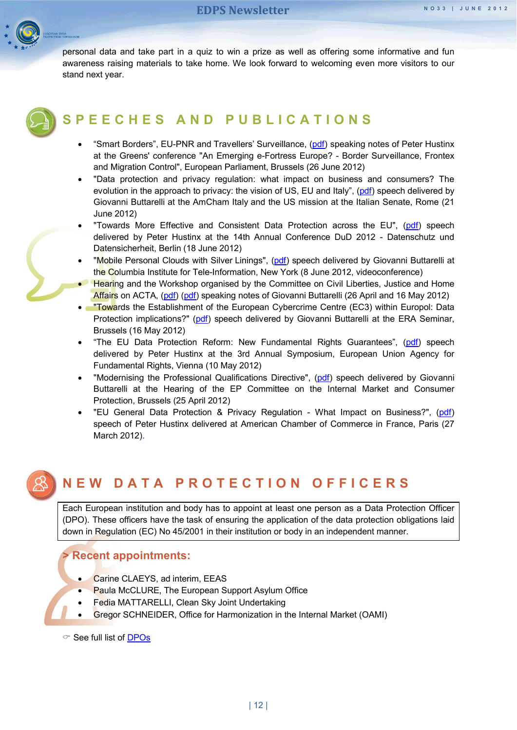personal data and take part in a quiz to win a prize as well as offering some informative and fun awareness raising materials to take home. We look forward to welcoming even more visitors to our stand next year.

## SPEECHES AND PUBLICATIONS

- "Smart Borders", EU-PNR and Travellers' Surveillance, (pdf) speaking notes of Peter Hustinx at the Greens' conference "An Emerging e-Fortress Europe? - Border Surveillance, Frontex and Migration Control", European Parliament, Brussels (26 June 2012)
- "Data protection and privacy regulation: what impact on business and consumers? The evolution in the approach to privacy: the vision of US, EU and Italy", (pdf) speech delivered by Giovanni Buttarelli at the AmCham Italy and the US mission at the Italian Senate, Rome (21 June 2012)
- "Towards More Effective and Consistent Data Protection across the EU", (pdf) speech delivered by Peter Hustinx at the 14th Annual Conference DuD 2012 - Datenschutz und Datensicherheit, Berlin (18 June 2012)
- "Mobile Personal Clouds with Silver Linings", (pdf) speech delivered by Giovanni Buttarelli at the Columbia Institute for Tele-Information, New York (8 June 2012, videoconference)
- Hearing and the Workshop organised by the Committee on Civil Liberties, Justice and Home Affairs on ACTA, (pdf) (pdf) speaking notes of Giovanni Buttarelli (26 April and 16 May 2012)
- "Towards the Establishment of the European Cybercrime Centre (EC3) within Europol: Data Protection implications?" (pdf) speech delivered by Giovanni Buttarelli at the ERA Seminar, Brussels (16 May 2012)
- "The EU Data Protection Reform: New Fundamental Rights Guarantees", (pdf) speech delivered by Peter Hustinx at the 3rd Annual Symposium, European Union Agency for Fundamental Rights, Vienna (10 May 2012)
- "Modernising the Professional Qualifications Directive", (pdf) speech delivered by Giovanni Buttarelli at the Hearing of the EP Committee on the Internal Market and Consumer Protection, Brussels (25 April 2012)
- "EU General Data Protection & Privacy Regulation - What Impact on Business?", (pdf) speech of Peter Hustinx delivered at American Chamber of Commerce in France, Paris (27 March 2012).

## NEW DATA PROTECTION OFFICERS

Each European institution and body has to appoint at least one person as a Data Protection Officer (DPO). These officers have the task of ensuring the application of the data protection obligations laid down in Regulation (EC) No 45/2001 in their institution or body in an independent manner.

### > Recent appointments:

- Carine CLAEYS, ad interim, EEAS
- Paula McCLURE, The European Support Asylum Office
- Fedia MATTARELLI, Clean Sky Joint Undertaking
- Gregor SCHNEIDER, Office for Harmonization in the Internal Market (OAMI)

☞ See full list of DPOs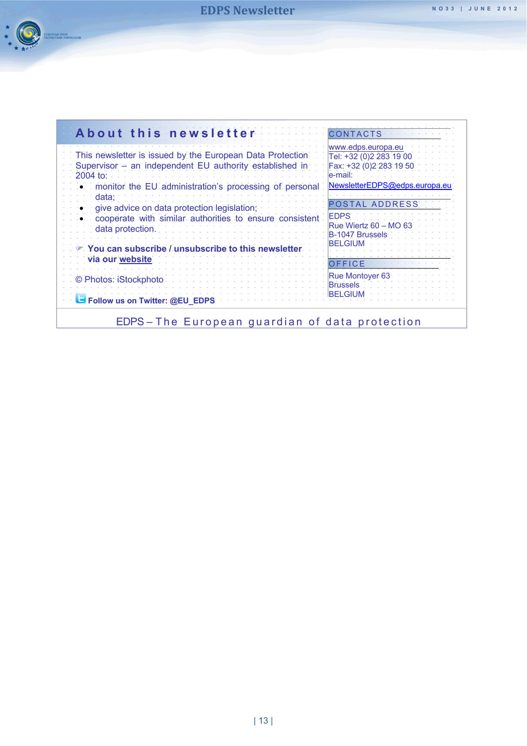## About this newsletter

This newsletter is issued by the European Data Protection Supervisor – an independent EU authority established in 2004 to:

- monitor the EU administration's processing of personal data;
- give advice on data protection legislation;
- cooperate with similar authorities to ensure consistent data protection.

☞ **You can subscribe / unsubscribe to this newsletter via our website**

© Photos: iStockphoto

**Follow us on Twitter: @EU_EDPS**

### CONTACTS

www.edps.europa.eu
Tel: +32 (0)2 283 19 00
Fax: +32 (0)2 283 19 50
e-mail:
NewsletterEDPS@edps.europa.eu

### POSTAL ADDRESS

EDPS
Rue Wiertz 60 – MO 63
B-1047 Brussels
BELGIUM

### OFFICE

Rue Montoyer 63
Brussels
BELGIUM

EDPS – The European guardian of data protection